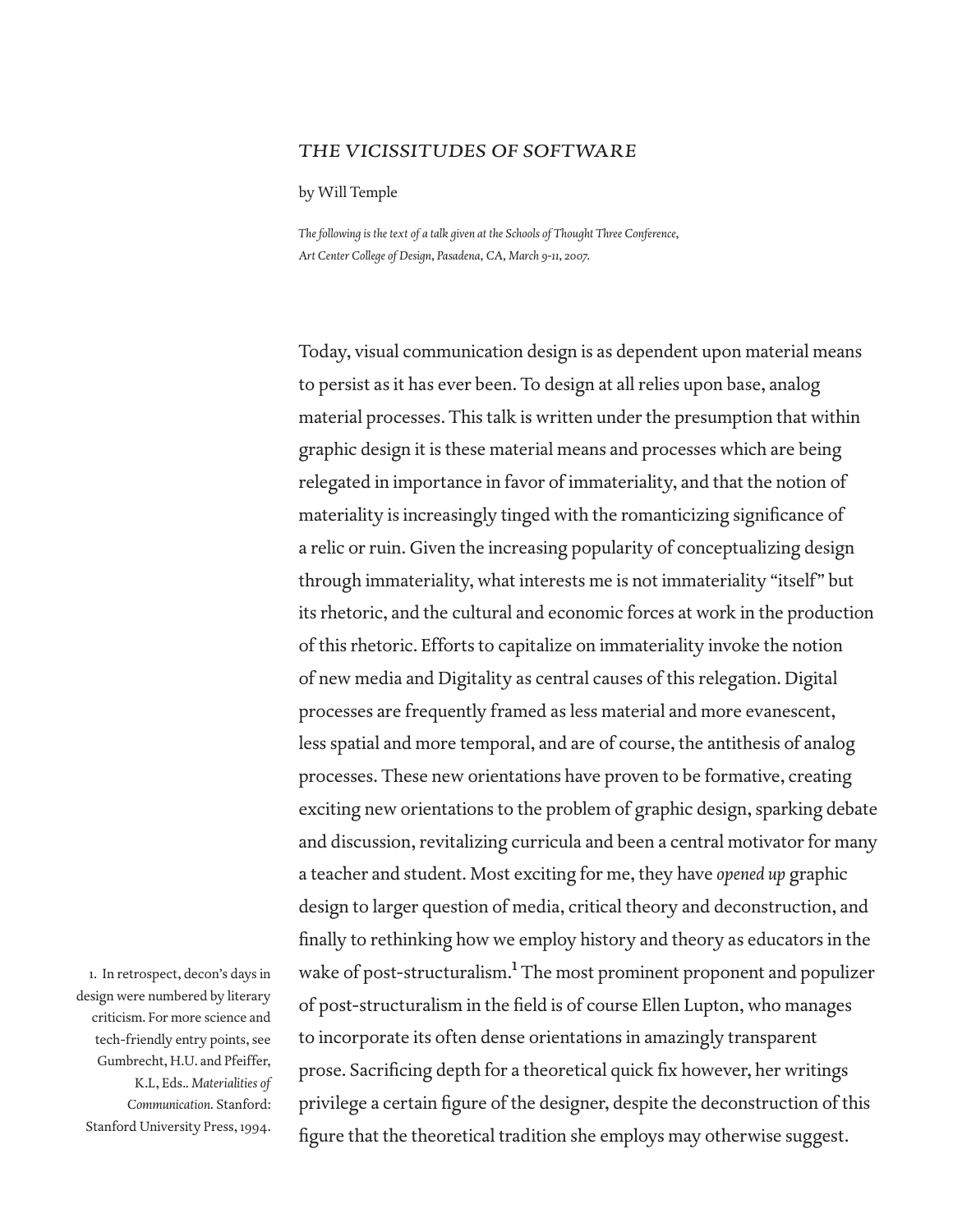# *THE VICISSITUDES OF SOFTWARE*

by Will Temple

*The following is the text of a talk given at the Schools of Thought Three Conference, Art Center College of Design, Pasadena, CA, March 9-11, 2007.*

Today, visual communication design is as dependent upon material means to persist as it has ever been. To design at all relies upon base, analog material processes. This talk is written under the presumption that within graphic design it is these material means and processes which are being relegated in importance in favor of immateriality, and that the notion of materiality is increasingly tinged with the romanticizing significance of a relic or ruin. Given the increasing popularity of conceptualizing design through immateriality, what interests me is not immateriality "itself" but its rhetoric, and the cultural and economic forces at work in the production of this rhetoric. Efforts to capitalize on immateriality invoke the notion of new media and Digitality as central causes of this relegation. Digital processes are frequently framed as less material and more evanescent, less spatial and more temporal, and are of course, the antithesis of analog processes. These new orientations have proven to be formative, creating exciting new orientations to the problem of graphic design, sparking debate and discussion, revitalizing curricula and been a central motivator for many a teacher and student. Most exciting for me, they have *opened up* graphic design to larger question of media, critical theory and deconstruction, and finally to rethinking how we employ history and theory as educators in the wake of post-structuralism.[1] The most prominent proponent and populizer of post-structuralism in the field is of course Ellen Lupton, who manages to incorporate its often dense orientations in amazingly transparent prose. Sacrificing depth for a theoretical quick fix however, her writings privilege a certain figure of the designer, despite the deconstruction of this figure that the theoretical tradition she employs may otherwise suggest.

1. In retrospect, decon's days in design were numbered by literary criticism. For more science and tech-friendly entry points, see Gumbrecht, H.U. and Pfeiffer, K.L, Eds.. *Materialities of Communication.* Stanford: Stanford University Press, 1994.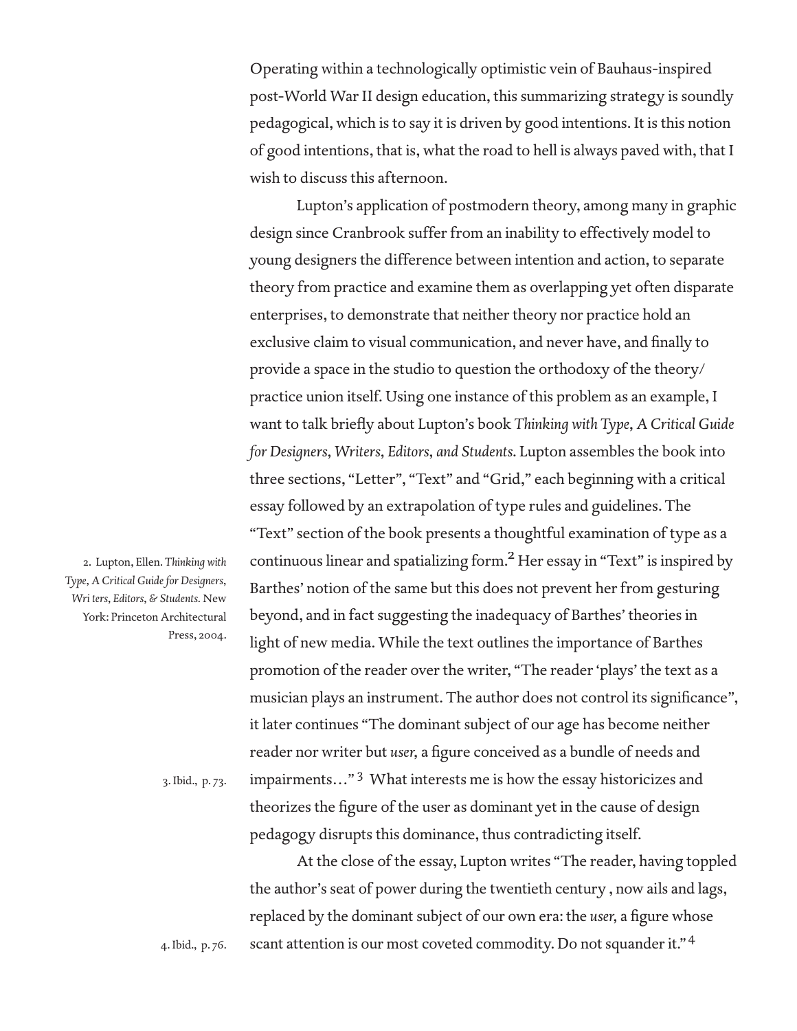Operating within a technologically optimistic vein of Bauhaus-inspired post-World War II design education, this summarizing strategy is soundly pedagogical, which is to say it is driven by good intentions. It is this notion of good intentions, that is, what the road to hell is always paved with, that I wish to discuss this afternoon.

Lupton's application of postmodern theory, among many in graphic design since Cranbrook suffer from an inability to effectively model to young designers the difference between intention and action, to separate theory from practice and examine them as overlapping yet often disparate enterprises, to demonstrate that neither theory nor practice hold an exclusive claim to visual communication, and never have, and finally to provide a space in the studio to question the orthodoxy of the theory/practice union itself. Using one instance of this problem as an example, I want to talk briefly about Lupton's book *Thinking with Type, A Critical Guide for Designers, Writers, Editors, and Students*. Lupton assembles the book into three sections, "Letter", "Text" and "Grid," each beginning with a critical essay followed by an extrapolation of type rules and guidelines. The "Text" section of the book presents a thoughtful examination of type as a continuous linear and spatializing form.[2] Her essay in "Text" is inspired by Barthes' notion of the same but this does not prevent her from gesturing beyond, and in fact suggesting the inadequacy of Barthes' theories in light of new media. While the text outlines the importance of Barthes promotion of the reader over the writer, "The reader 'plays' the text as a musician plays an instrument. The author does not control its significance", it later continues "The dominant subject of our age has become neither reader nor writer but *user*, a figure conceived as a bundle of needs and impairments…"[3] What interests me is how the essay historicizes and theorizes the figure of the user as dominant yet in the cause of design pedagogy disrupts this dominance, thus contradicting itself.

At the close of the essay, Lupton writes "The reader, having toppled the author's seat of power during the twentieth century , now ails and lags, replaced by the dominant subject of our own era: the *user*, a figure whose scant attention is our most coveted commodity. Do not squander it."[4]

2. Lupton, Ellen. *Thinking with Type, A Critical Guide for Designers, Wri ters, Editors, & Students.* New York: Princeton Architectural Press, 2004.

3. Ibid., p. 73.

4. Ibid., p. 76.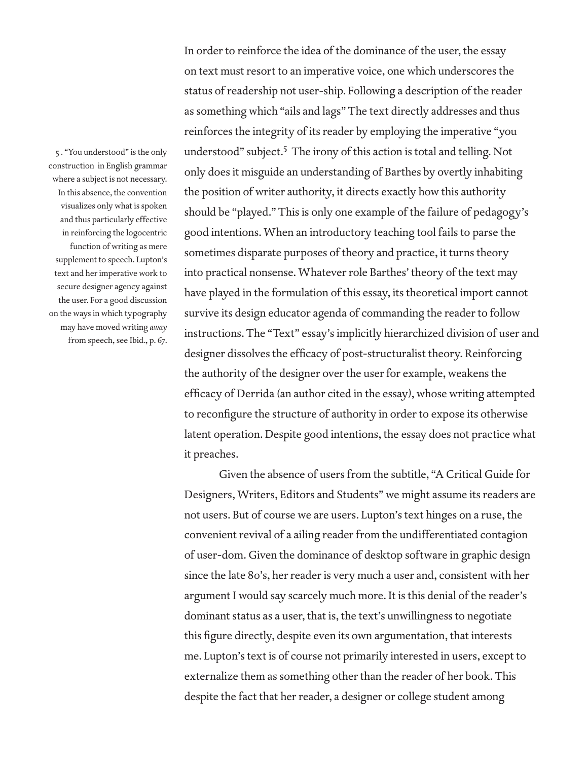In order to reinforce the idea of the dominance of the user, the essay on text must resort to an imperative voice, one which underscores the status of readership not user-ship. Following a description of the reader as something which "ails and lags" The text directly addresses and thus reinforces the integrity of its reader by employing the imperative "you understood" subject.[5] The irony of this action is total and telling. Not only does it misguide an understanding of Barthes by overtly inhabiting the position of writer authority, it directs exactly how this authority should be "played." This is only one example of the failure of pedagogy's good intentions. When an introductory teaching tool fails to parse the sometimes disparate purposes of theory and practice, it turns theory into practical nonsense. Whatever role Barthes' theory of the text may have played in the formulation of this essay, its theoretical import cannot survive its design educator agenda of commanding the reader to follow instructions. The "Text" essay's implicitly hierarchized division of user and designer dissolves the efficacy of post-structuralist theory. Reinforcing the authority of the designer over the user for example, weakens the efficacy of Derrida (an author cited in the essay), whose writing attempted to reconfigure the structure of authority in order to expose its otherwise latent operation. Despite good intentions, the essay does not practice what it preaches.

Given the absence of users from the subtitle, "A Critical Guide for Designers, Writers, Editors and Students" we might assume its readers are not users. But of course we are users. Lupton's text hinges on a ruse, the convenient revival of a ailing reader from the undifferentiated contagion of user-dom. Given the dominance of desktop software in graphic design since the late 80's, her reader is very much a user and, consistent with her argument I would say scarcely much more. It is this denial of the reader's dominant status as a user, that is, the text's unwillingness to negotiate this figure directly, despite even its own argumentation, that interests me. Lupton's text is of course not primarily interested in users, except to externalize them as something other than the reader of her book. This despite the fact that her reader, a designer or college student among

5 . "You understood" is the only construction in English grammar where a subject is not necessary. In this absence, the convention visualizes only what is spoken and thus particularly effective in reinforcing the logocentric function of writing as mere supplement to speech. Lupton's text and her imperative work to secure designer agency against the user. For a good discussion on the ways in which typography may have moved writing *away* from speech, see Ibid., p. 67.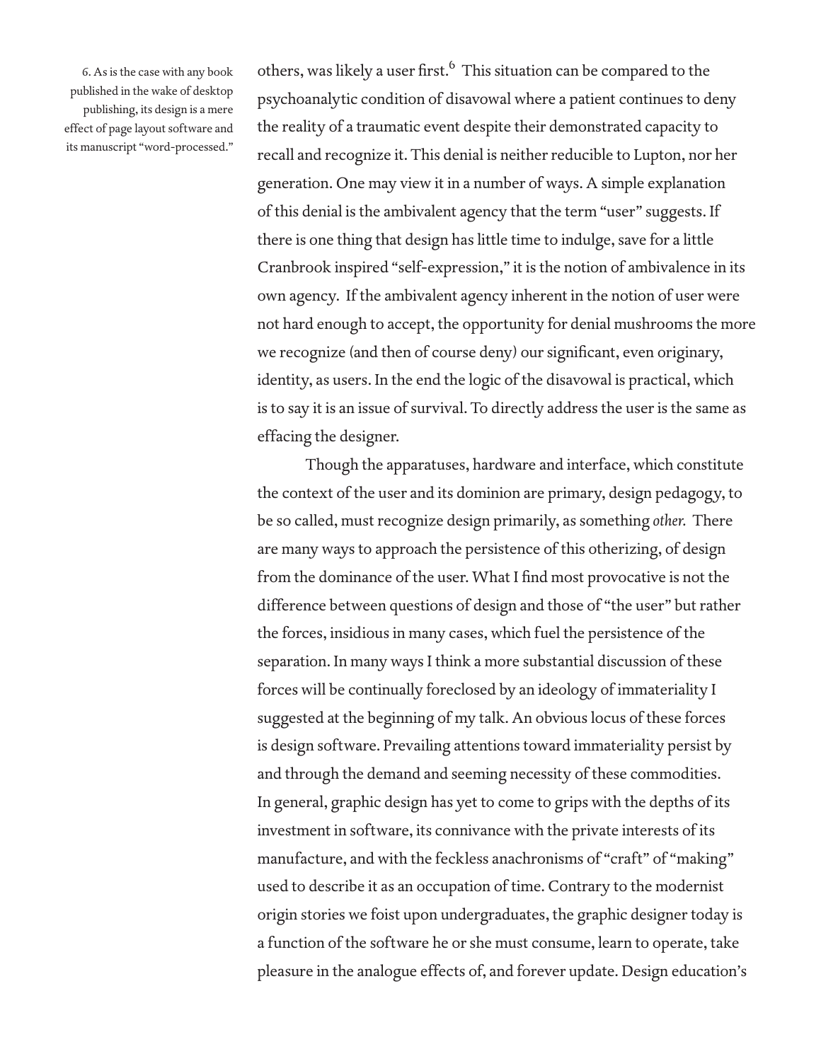others, was likely a user first.[6] This situation can be compared to the psychoanalytic condition of disavowal where a patient continues to deny the reality of a traumatic event despite their demonstrated capacity to recall and recognize it. This denial is neither reducible to Lupton, nor her generation. One may view it in a number of ways. A simple explanation of this denial is the ambivalent agency that the term "user" suggests. If there is one thing that design has little time to indulge, save for a little Cranbrook inspired "self-expression," it is the notion of ambivalence in its own agency. If the ambivalent agency inherent in the notion of user were not hard enough to accept, the opportunity for denial mushrooms the more we recognize (and then of course deny) our significant, even originary, identity, as users. In the end the logic of the disavowal is practical, which is to say it is an issue of survival. To directly address the user is the same as effacing the designer.

6. As is the case with any book published in the wake of desktop publishing, its design is a mere effect of page layout software and its manuscript "word-processed."

Though the apparatuses, hardware and interface, which constitute the context of the user and its dominion are primary, design pedagogy, to be so called, must recognize design primarily, as something *other.* There are many ways to approach the persistence of this otherizing, of design from the dominance of the user. What I find most provocative is not the difference between questions of design and those of "the user" but rather the forces, insidious in many cases, which fuel the persistence of the separation. In many ways I think a more substantial discussion of these forces will be continually foreclosed by an ideology of immateriality I suggested at the beginning of my talk. An obvious locus of these forces is design software. Prevailing attentions toward immateriality persist by and through the demand and seeming necessity of these commodities. In general, graphic design has yet to come to grips with the depths of its investment in software, its connivance with the private interests of its manufacture, and with the feckless anachronisms of "craft" of "making" used to describe it as an occupation of time. Contrary to the modernist origin stories we foist upon undergraduates, the graphic designer today is a function of the software he or she must consume, learn to operate, take pleasure in the analogue effects of, and forever update. Design education's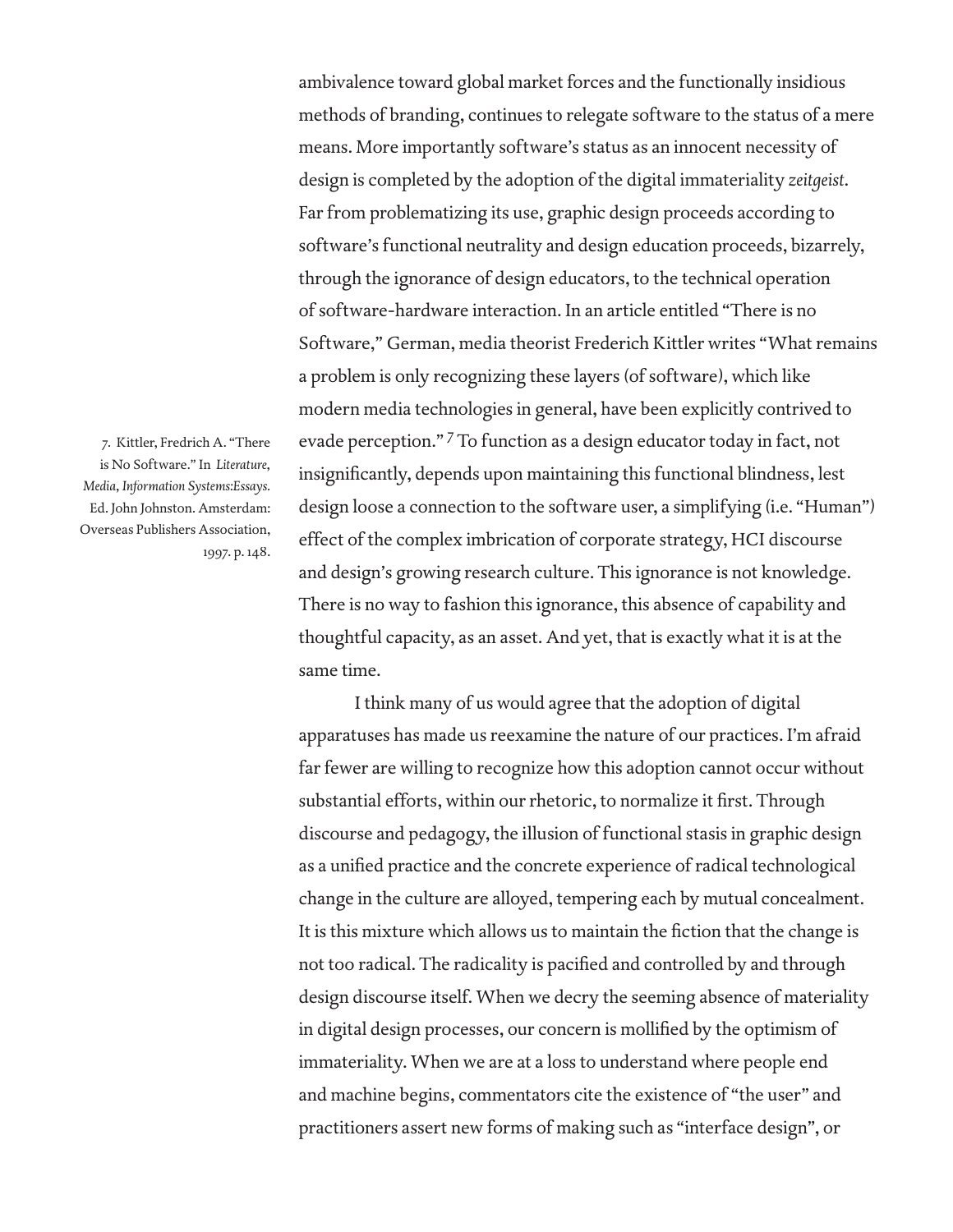ambivalence toward global market forces and the functionally insidious methods of branding, continues to relegate software to the status of a mere means. More importantly software's status as an innocent necessity of design is completed by the adoption of the digital immateriality *zeitgeist*. Far from problematizing its use, graphic design proceeds according to software's functional neutrality and design education proceeds, bizarrely, through the ignorance of design educators, to the technical operation of software-hardware interaction. In an article entitled "There is no Software," German, media theorist Frederich Kittler writes "What remains a problem is only recognizing these layers (of software), which like modern media technologies in general, have been explicitly contrived to evade perception." [7] To function as a design educator today in fact, not insignificantly, depends upon maintaining this functional blindness, lest design loose a connection to the software user, a simplifying (i.e. "Human") effect of the complex imbrication of corporate strategy, HCI discourse and design's growing research culture. This ignorance is not knowledge. There is no way to fashion this ignorance, this absence of capability and thoughtful capacity, as an asset. And yet, that is exactly what it is at the same time.

I think many of us would agree that the adoption of digital apparatuses has made us reexamine the nature of our practices. I'm afraid far fewer are willing to recognize how this adoption cannot occur without substantial efforts, within our rhetoric, to normalize it first. Through discourse and pedagogy, the illusion of functional stasis in graphic design as a unified practice and the concrete experience of radical technological change in the culture are alloyed, tempering each by mutual concealment. It is this mixture which allows us to maintain the fiction that the change is not too radical. The radicality is pacified and controlled by and through design discourse itself. When we decry the seeming absence of materiality in digital design processes, our concern is mollified by the optimism of immateriality. When we are at a loss to understand where people end and machine begins, commentators cite the existence of "the user" and practitioners assert new forms of making such as "interface design", or

7. Kittler, Fredrich A. "There is No Software." In *Literature, Media, Information Systems:Essays.* Ed. John Johnston. Amsterdam: Overseas Publishers Association, 1997. p. 148.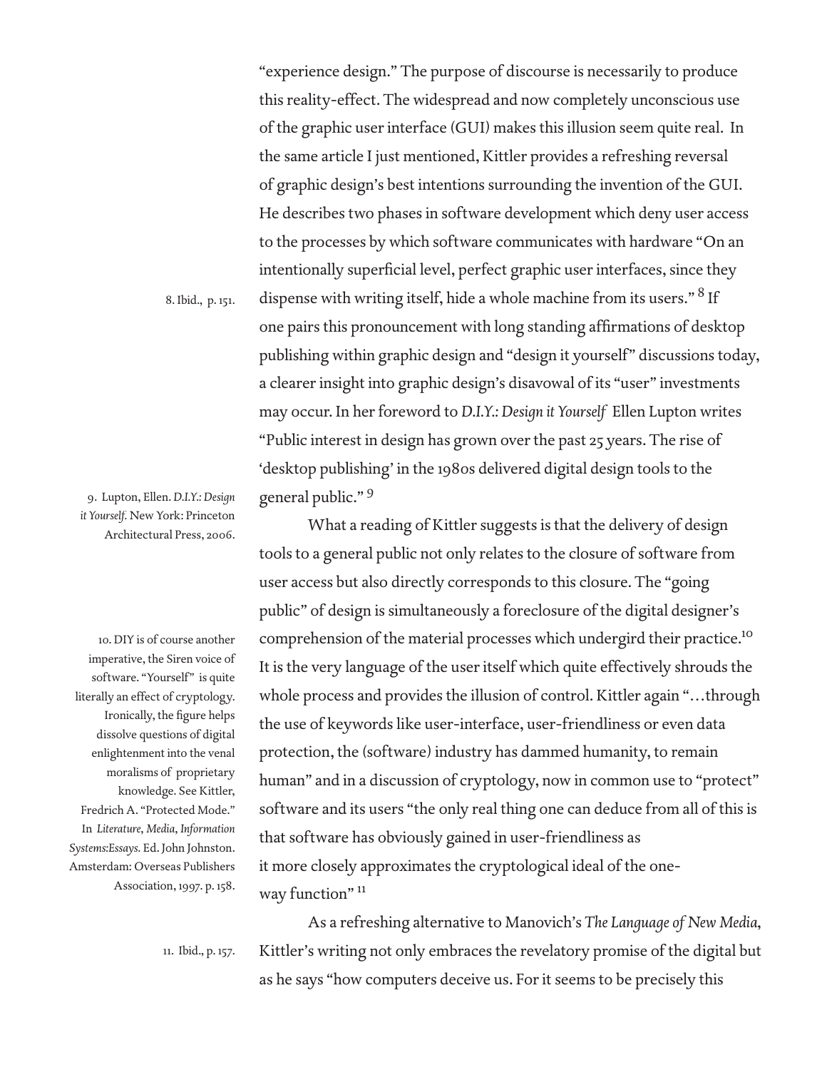"experience design." The purpose of discourse is necessarily to produce this reality-effect. The widespread and now completely unconscious use of the graphic user interface (GUI) makes this illusion seem quite real. In the same article I just mentioned, Kittler provides a refreshing reversal of graphic design's best intentions surrounding the invention of the GUI. He describes two phases in software development which deny user access to the processes by which software communicates with hardware "On an intentionally superficial level, perfect graphic user interfaces, since they dispense with writing itself, hide a whole machine from its users." [8] If one pairs this pronouncement with long standing affirmations of desktop publishing within graphic design and "design it yourself" discussions today, a clearer insight into graphic design's disavowal of its "user" investments may occur. In her foreword to *D.I.Y.: Design it Yourself* Ellen Lupton writes "Public interest in design has grown over the past 25 years. The rise of 'desktop publishing' in the 1980s delivered digital design tools to the general public." [9]

What a reading of Kittler suggests is that the delivery of design tools to a general public not only relates to the closure of software from user access but also directly corresponds to this closure. The "going public" of design is simultaneously a foreclosure of the digital designer's comprehension of the material processes which undergird their practice.[10] It is the very language of the user itself which quite effectively shrouds the whole process and provides the illusion of control. Kittler again "…through the use of keywords like user-interface, user-friendliness or even data protection, the (software) industry has dammed humanity, to remain human" and in a discussion of cryptology, now in common use to "protect" software and its users "the only real thing one can deduce from all of this is that software has obviously gained in user-friendliness as it more closely approximates the cryptological ideal of the one-way function" [11]

As a refreshing alternative to Manovich's *The Language of New Media*, Kittler's writing not only embraces the revelatory promise of the digital but as he says "how computers deceive us. For it seems to be precisely this

8. Ibid., p. 151.

9. Lupton, Ellen. *D.I.Y.: Design it Yourself.* New York: Princeton Architectural Press, 2006.

10. DIY is of course another imperative, the Siren voice of software. "Yourself" is quite literally an effect of cryptology. Ironically, the figure helps dissolve questions of digital enlightenment into the venal moralisms of proprietary knowledge. See Kittler, Fredrich A. "Protected Mode." In *Literature, Media, Information Systems:Essays.* Ed. John Johnston. Amsterdam: Overseas Publishers Association, 1997. p. 158.

11. Ibid., p. 157.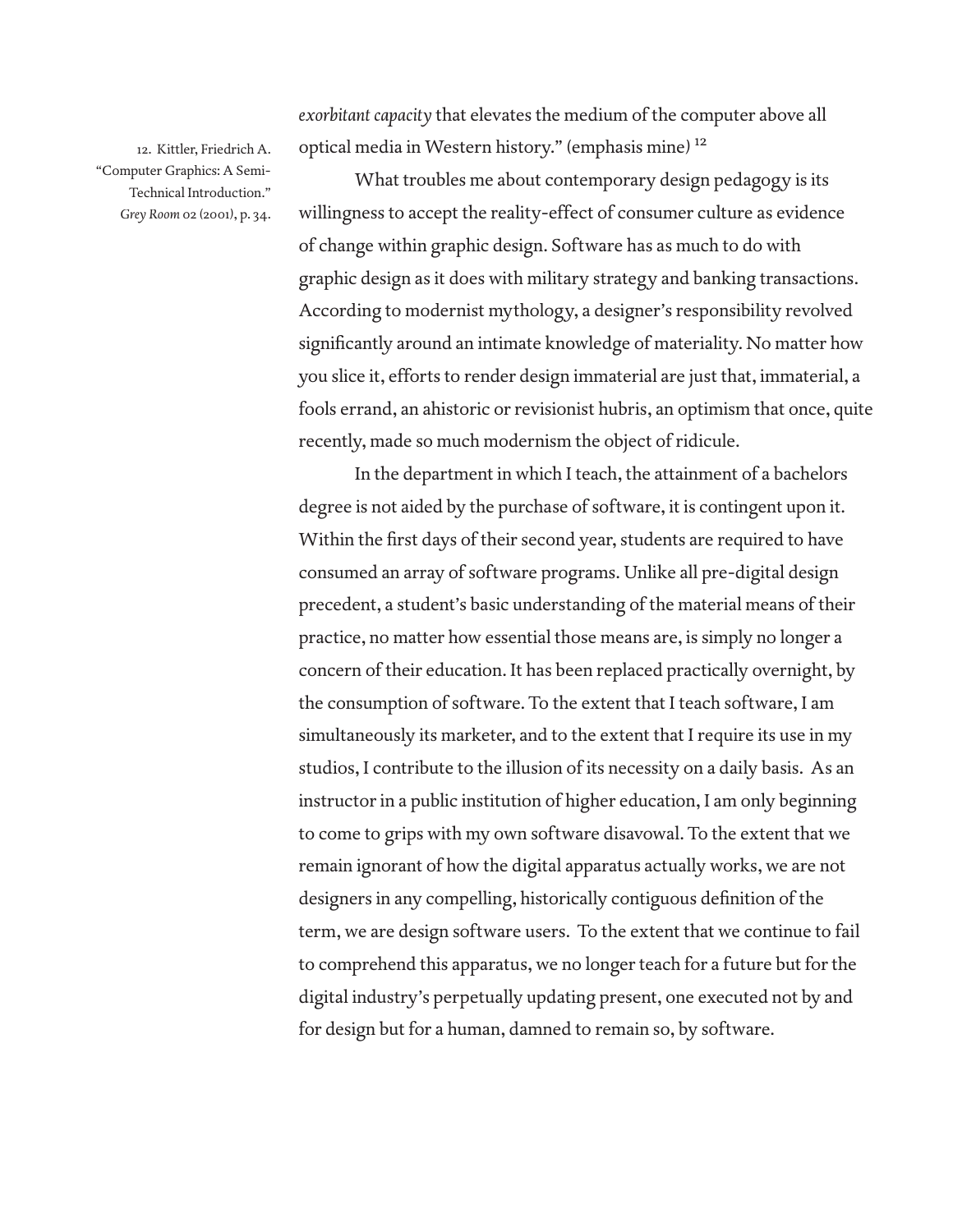*exorbitant capacity* that elevates the medium of the computer above all optical media in Western history." (emphasis mine) [12]

12. Kittler, Friedrich A. "Computer Graphics: A Semi-Technical Introduction." *Grey Room* 02 (2001), p. 34.

What troubles me about contemporary design pedagogy is its willingness to accept the reality-effect of consumer culture as evidence of change within graphic design. Software has as much to do with graphic design as it does with military strategy and banking transactions. According to modernist mythology, a designer's responsibility revolved significantly around an intimate knowledge of materiality. No matter how you slice it, efforts to render design immaterial are just that, immaterial, a fools errand, an ahistoric or revisionist hubris, an optimism that once, quite recently, made so much modernism the object of ridicule.

In the department in which I teach, the attainment of a bachelors degree is not aided by the purchase of software, it is contingent upon it. Within the first days of their second year, students are required to have consumed an array of software programs. Unlike all pre-digital design precedent, a student's basic understanding of the material means of their practice, no matter how essential those means are, is simply no longer a concern of their education. It has been replaced practically overnight, by the consumption of software. To the extent that I teach software, I am simultaneously its marketer, and to the extent that I require its use in my studios, I contribute to the illusion of its necessity on a daily basis. As an instructor in a public institution of higher education, I am only beginning to come to grips with my own software disavowal. To the extent that we remain ignorant of how the digital apparatus actually works, we are not designers in any compelling, historically contiguous definition of the term, we are design software users. To the extent that we continue to fail to comprehend this apparatus, we no longer teach for a future but for the digital industry's perpetually updating present, one executed not by and for design but for a human, damned to remain so, by software.